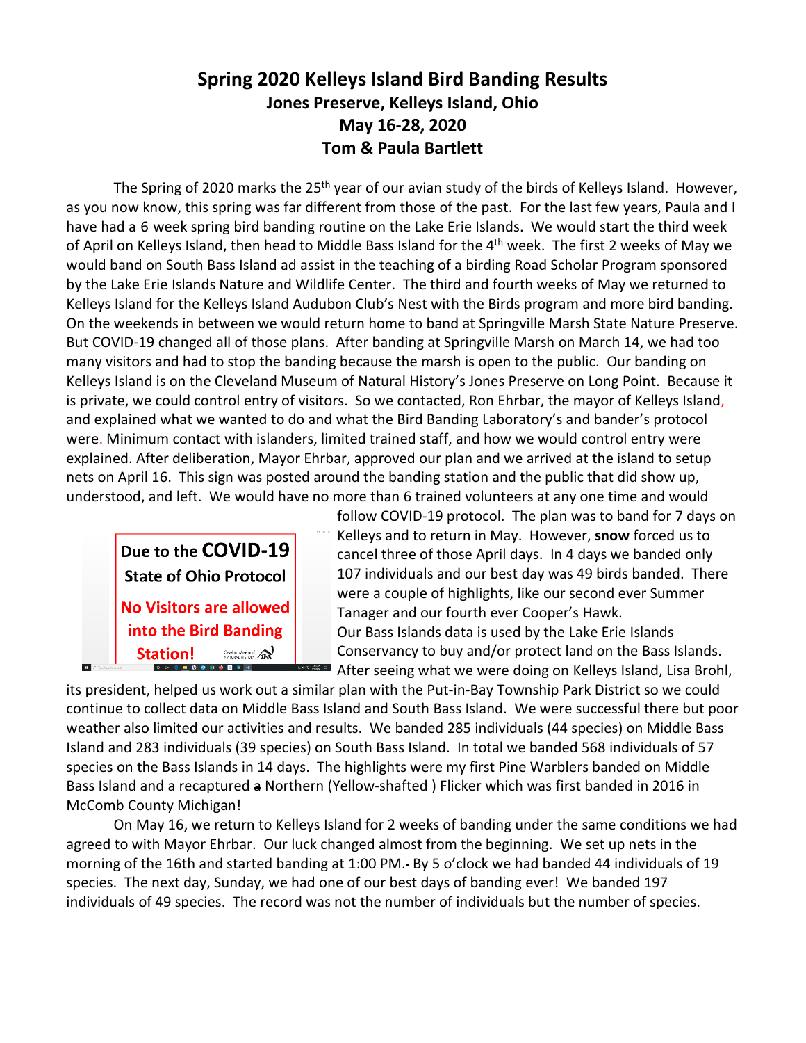# Spring 2020 Kelleys Island Bird Banding Results

## Jones Preserve, Kelleys Island, Ohio

## May 16-28, 2020

## Tom & Paula Bartlett

The Spring of 2020 marks the 25th year of our avian study of the birds of Kelleys Island. However, as you now know, this spring was far different from those of the past. For the last few years, Paula and I have had a 6 week spring bird banding routine on the Lake Erie Islands. We would start the third week of April on Kelleys Island, then head to Middle Bass Island for the 4th week. The first 2 weeks of May we would band on South Bass Island ad assist in the teaching of a birding Road Scholar Program sponsored by the Lake Erie Islands Nature and Wildlife Center. The third and fourth weeks of May we returned to Kelleys Island for the Kelleys Island Audubon Club's Nest with the Birds program and more bird banding. On the weekends in between we would return home to band at Springville Marsh State Nature Preserve. But COVID-19 changed all of those plans. After banding at Springville Marsh on March 14, we had too many visitors and had to stop the banding because the marsh is open to the public. Our banding on Kelleys Island is on the Cleveland Museum of Natural History's Jones Preserve on Long Point. Because it is private, we could control entry of visitors. So we contacted, Ron Ehrbar, the mayor of Kelleys Island, and explained what we wanted to do and what the Bird Banding Laboratory's and bander's protocol were. Minimum contact with islanders, limited trained staff, and how we would control entry were explained. After deliberation, Mayor Ehrbar, approved our plan and we arrived at the island to setup nets on April 16. This sign was posted around the banding station and the public that did show up, understood, and left. We would have no more than 6 trained volunteers at any one time and would follow COVID-19 protocol. The plan was to band for 7 days on Kelleys and to return in May. However, **snow** forced us to cancel three of those April days. In 4 days we banded only 107 individuals and our best day was 49 birds banded. There were a couple of highlights, like our second ever Summer Tanager and our fourth ever Cooper's Hawk.

**Due to the COVID-19 State of Ohio Protocol**

**No Visitors are allowed into the Bird Banding Station!**

Our Bass Islands data is used by the Lake Erie Islands Conservancy to buy and/or protect land on the Bass Islands. After seeing what we were doing on Kelleys Island, Lisa Brohl, its president, helped us work out a similar plan with the Put-in-Bay Township Park District so we could continue to collect data on Middle Bass Island and South Bass Island. We were successful there but poor weather also limited our activities and results. We banded 285 individuals (44 species) on Middle Bass Island and 283 individuals (39 species) on South Bass Island. In total we banded 568 individuals of 57 species on the Bass Islands in 14 days. The highlights were my first Pine Warblers banded on Middle Bass Island and a recaptured ~~a~~ Northern (Yellow-shafted ) Flicker which was first banded in 2016 in McComb County Michigan!

On May 16, we return to Kelleys Island for 2 weeks of banding under the same conditions we had agreed to with Mayor Ehrbar. Our luck changed almost from the beginning. We set up nets in the morning of the 16th and started banding at 1:00 PM. By 5 o'clock we had banded 44 individuals of 19 species. The next day, Sunday, we had one of our best days of banding ever! We banded 197 individuals of 49 species. The record was not the number of individuals but the number of species.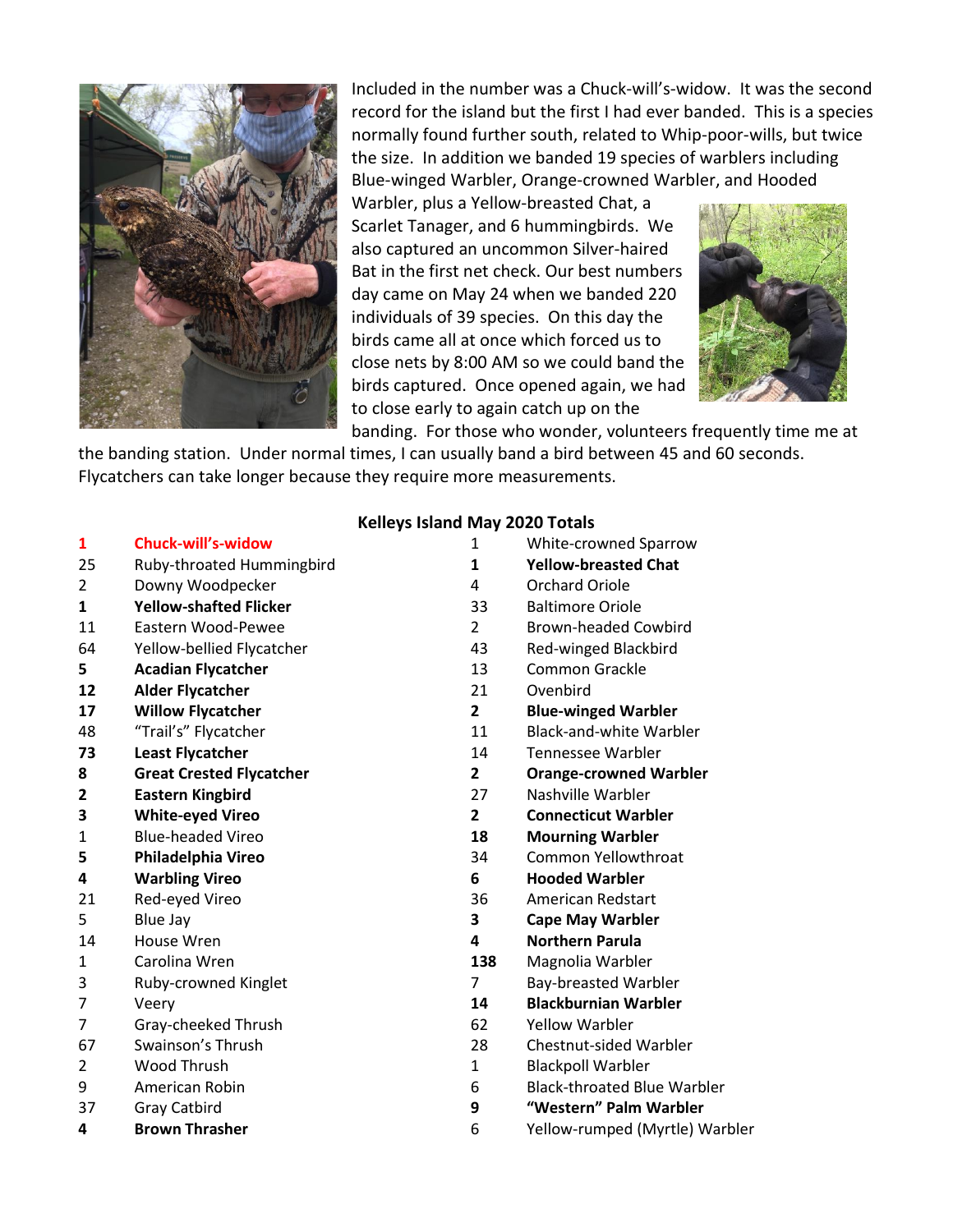Included in the number was a Chuck-will's-widow. It was the second record for the island but the first I had ever banded. This is a species normally found further south, related to Whip-poor-wills, but twice the size. In addition we banded 19 species of warblers including Blue-winged Warbler, Orange-crowned Warbler, and Hooded Warbler, plus a Yellow-breasted Chat, a Scarlet Tanager, and 6 hummingbirds. We also captured an uncommon Silver-haired Bat in the first net check. Our best numbers day came on May 24 when we banded 220 individuals of 39 species. On this day the birds came all at once which forced us to close nets by 8:00 AM so we could band the birds captured. Once opened again, we had to close early to again catch up on the banding. For those who wonder, volunteers frequently time me at the banding station. Under normal times, I can usually band a bird between 45 and 60 seconds. Flycatchers can take longer because they require more measurements.

## Kelleys Island May 2020 Totals

| Count | Species | Count | Species |
|---|---|---|---|
| **1** | **Chuck-will's-widow** | 1 | White-crowned Sparrow |
| 25 | Ruby-throated Hummingbird | **1** | **Yellow-breasted Chat** |
| 2 | Downy Woodpecker | 4 | Orchard Oriole |
| **1** | **Yellow-shafted Flicker** | 33 | Baltimore Oriole |
| 11 | Eastern Wood-Pewee | 2 | Brown-headed Cowbird |
| 64 | Yellow-bellied Flycatcher | 43 | Red-winged Blackbird |
| **5** | **Acadian Flycatcher** | 13 | Common Grackle |
| **12** | **Alder Flycatcher** | 21 | Ovenbird |
| **17** | **Willow Flycatcher** | **2** | **Blue-winged Warbler** |
| 48 | "Trail's" Flycatcher | 11 | Black-and-white Warbler |
| **73** | **Least Flycatcher** | 14 | Tennessee Warbler |
| **8** | **Great Crested Flycatcher** | **2** | **Orange-crowned Warbler** |
| **2** | **Eastern Kingbird** | 27 | Nashville Warbler |
| **3** | **White-eyed Vireo** | **2** | **Connecticut Warbler** |
| 1 | Blue-headed Vireo | **18** | **Mourning Warbler** |
| **5** | **Philadelphia Vireo** | 34 | Common Yellowthroat |
| **4** | **Warbling Vireo** | **6** | **Hooded Warbler** |
| 21 | Red-eyed Vireo | 36 | American Redstart |
| 5 | Blue Jay | **3** | **Cape May Warbler** |
| 14 | House Wren | **4** | **Northern Parula** |
| 1 | Carolina Wren | 138 | Magnolia Warbler |
| 3 | Ruby-crowned Kinglet | 7 | Bay-breasted Warbler |
| 7 | Veery | **14** | **Blackburnian Warbler** |
| 7 | Gray-cheeked Thrush | 62 | Yellow Warbler |
| 67 | Swainson's Thrush | 28 | Chestnut-sided Warbler |
| 2 | Wood Thrush | 1 | Blackpoll Warbler |
| 9 | American Robin | 6 | Black-throated Blue Warbler |
| 37 | Gray Catbird | **9** | **"Western" Palm Warbler** |
| **4** | **Brown Thrasher** | 6 | Yellow-rumped (Myrtle) Warbler |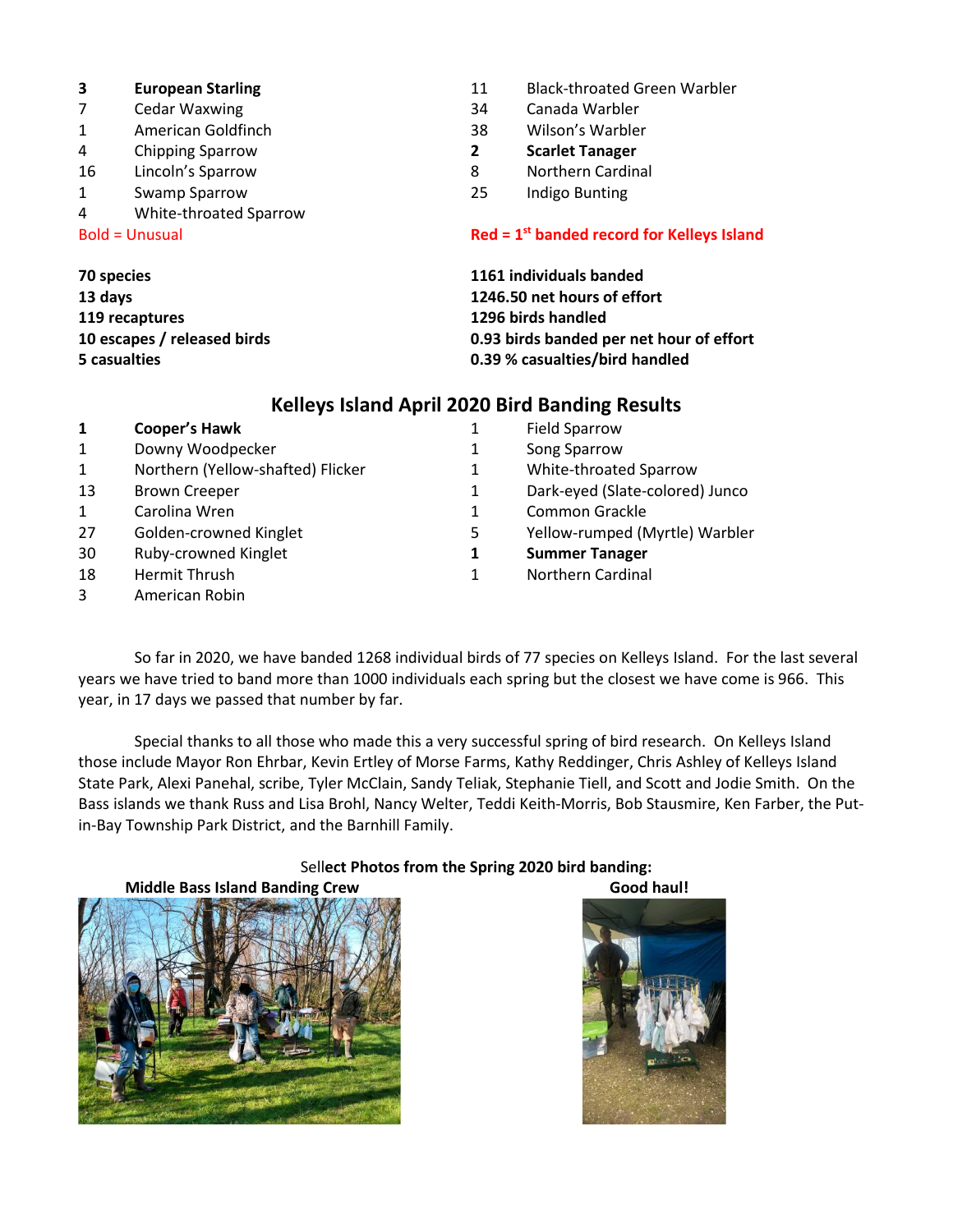| | |
|---|---|
| **3** | **European Starling** |
| 7 | Cedar Waxwing |
| 1 | American Goldfinch |
| 4 | Chipping Sparrow |
| 16 | Lincoln's Sparrow |
| 1 | Swamp Sparrow |
| 4 | White-throated Sparrow |
| 11 | Black-throated Green Warbler |
| 34 | Canada Warbler |
| 38 | Wilson's Warbler |
| **2** | **Scarlet Tanager** |
| 8 | Northern Cardinal |
| 25 | Indigo Bunting |

Bold = Unusual

**Red = 1st banded record for Kelleys Island**

**70 species**
**13 days**
**119 recaptures**
**10 escapes / released birds**
**5 casualties**

**1161 individuals banded**
**1246.50 net hours of effort**
**1296 birds handled**
**0.93 birds banded per net hour of effort**
**0.39 % casualties/bird handled**

## Kelleys Island April 2020 Bird Banding Results

| | |
|---|---|
| **1** | **Cooper's Hawk** |
| 1 | Downy Woodpecker |
| 1 | Northern (Yellow-shafted) Flicker |
| 13 | Brown Creeper |
| 1 | Carolina Wren |
| 27 | Golden-crowned Kinglet |
| 30 | Ruby-crowned Kinglet |
| 18 | Hermit Thrush |
| 3 | American Robin |
| 1 | Field Sparrow |
| 1 | Song Sparrow |
| 1 | White-throated Sparrow |
| 1 | Dark-eyed (Slate-colored) Junco |
| 1 | Common Grackle |
| 5 | Yellow-rumped (Myrtle) Warbler |
| **1** | **Summer Tanager** |
| 1 | Northern Cardinal |

So far in 2020, we have banded 1268 individual birds of 77 species on Kelleys Island. For the last several years we have tried to band more than 1000 individuals each spring but the closest we have come is 966. This year, in 17 days we passed that number by far.

Special thanks to all those who made this a very successful spring of bird research. On Kelleys Island those include Mayor Ron Ehrbar, Kevin Ertley of Morse Farms, Kathy Reddinger, Chris Ashley of Kelleys Island State Park, Alexi Panehal, scribe, Tyler McClain, Sandy Teliak, Stephanie Tiell, and Scott and Jodie Smith. On the Bass islands we thank Russ and Lisa Brohl, Nancy Welter, Teddi Keith-Morris, Bob Stausmire, Ken Farber, the Put-in-Bay Township Park District, and the Barnhill Family.

Sellect **Photos from the Spring 2020 bird banding:**

**Middle Bass Island Banding Crew**

**Good haul!**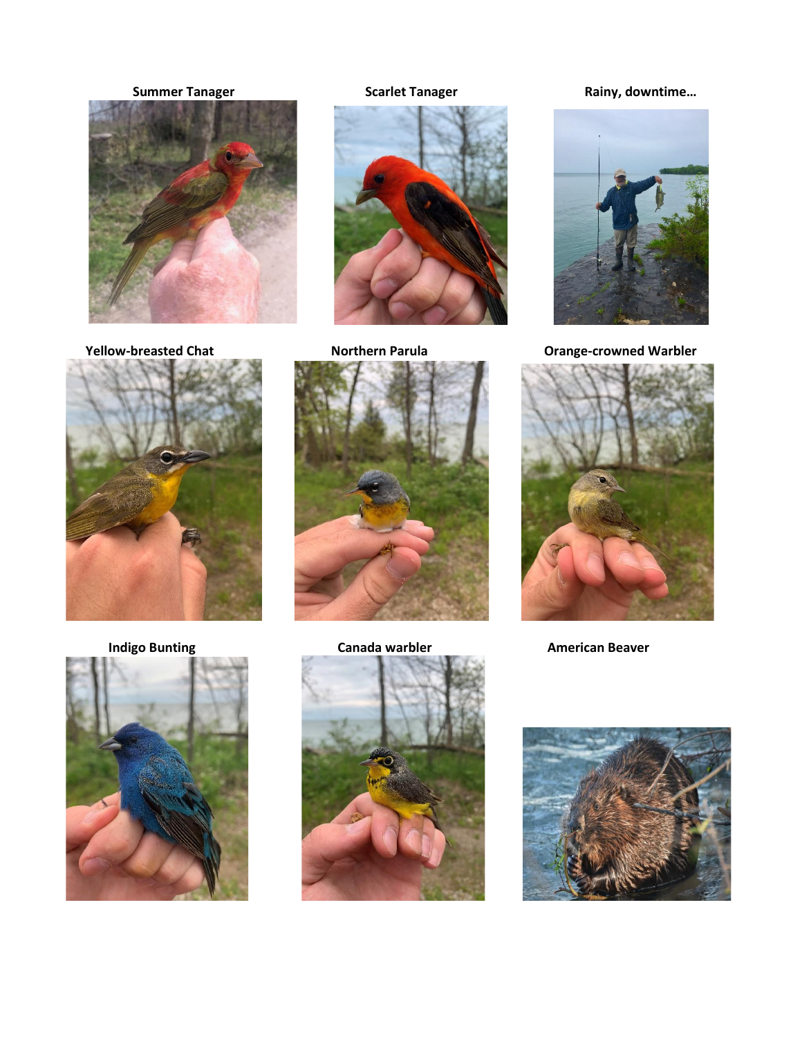**Summer Tanager**

**Scarlet Tanager**

**Rainy, downtime…**

**Yellow-breasted Chat**

**Northern Parula**

**Orange-crowned Warbler**

**Indigo Bunting**

**Canada warbler**

**American Beaver**